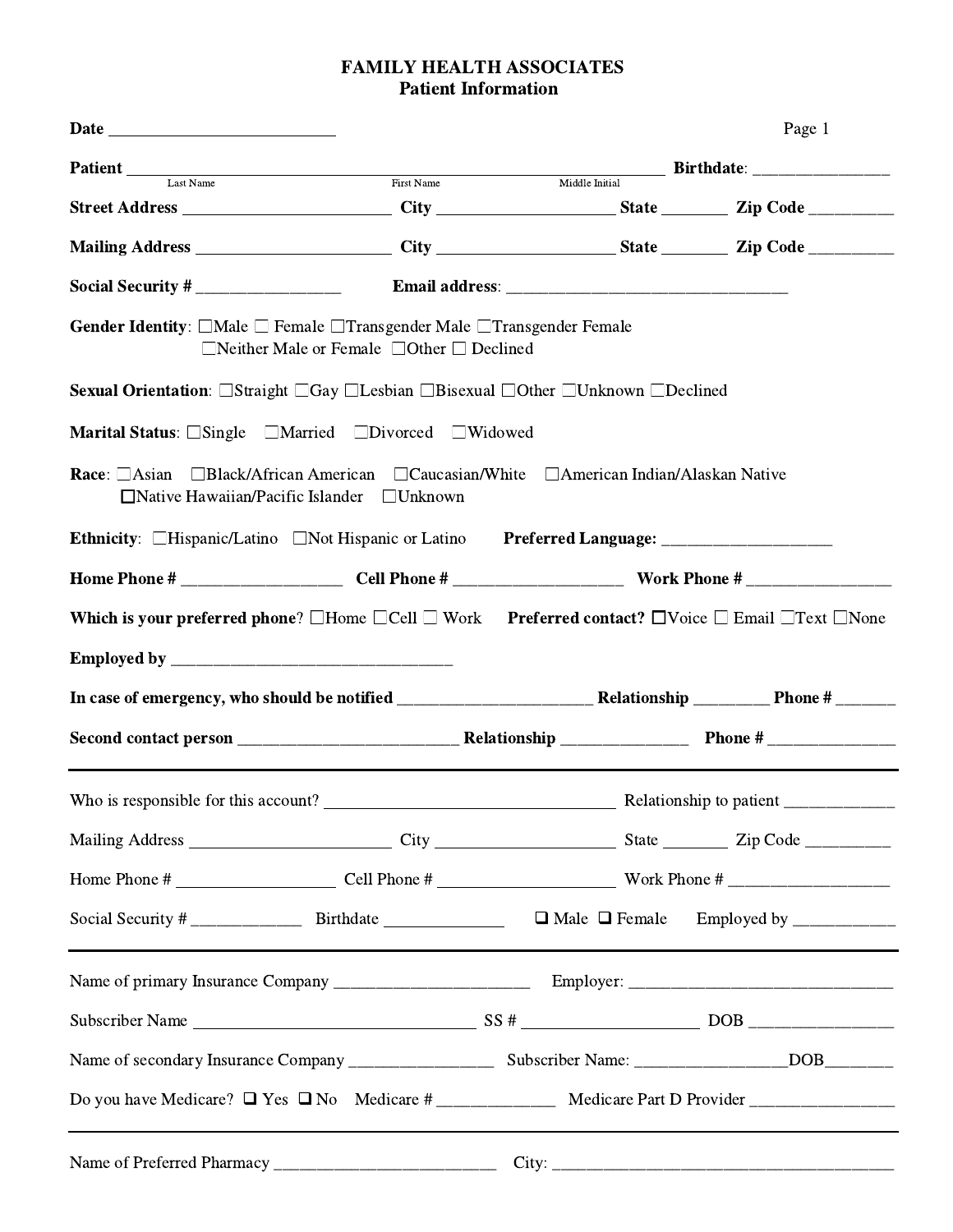# FAMILY HEALTH ASSOCIATES
## Patient Information

**Date** ___________________________

**Patient** ____________________________________________________________ **Birthdate**: ________________
Last Name — First Name — Middle Initial

**Street Address** ________________________ **City** ____________________ **State** ________ **Zip Code** __________

**Mailing Address** _______________________ **City** ____________________ **State** ________ **Zip Code** __________

**Social Security #** _________________ **Email address**: _________________________________

**Gender Identity**: ☐Male ☐ Female ☐Transgender Male ☐Transgender Female ☐Neither Male or Female ☐Other ☐ Declined

**Sexual Orientation**: ☐Straight ☐Gay ☐Lesbian ☐Bisexual ☐Other ☐Unknown ☐Declined

**Marital Status**: ☐Single ☐Married ☐Divorced ☐Widowed

**Race**: ☐Asian ☐Black/African American ☐Caucasian/White ☐American Indian/Alaskan Native ☐Native Hawaiian/Pacific Islander ☐Unknown

**Ethnicity**: ☐Hispanic/Latino ☐Not Hispanic or Latino **Preferred Language:** ____________________

**Home Phone #** ___________________ **Cell Phone #** ____________________ **Work Phone #** _________________

**Which is your preferred phone**? ☐Home ☐Cell ☐ Work **Preferred contact?** ☐Voice ☐ Email ☐Text ☐None

**Employed by** _________________________________

**In case of emergency, who should be notified** ______________________ **Relationship** _________ **Phone #** _______

**Second contact person** __________________________ **Relationship** _______________ **Phone #** _______________

---

Who is responsible for this account? __________________________________ Relationship to patient ______________

Mailing Address _______________________ City ____________________ State ________ Zip Code __________

Home Phone # ___________________ Cell Phone # ____________________ Work Phone # ___________________

Social Security # _____________ Birthdate ______________ ☐ Male ☐ Female Employed by ____________

---

Name of primary Insurance Company _______________________ Employer: _______________________________

Subscriber Name __________________________________ SS # _____________________ DOB _________________

Name of secondary Insurance Company _________________ Subscriber Name: __________________DOB________

Do you have Medicare? ☐ Yes ☐ No Medicare # ______________ Medicare Part D Provider _________________

---

Name of Preferred Pharmacy __________________________ City: ________________________________________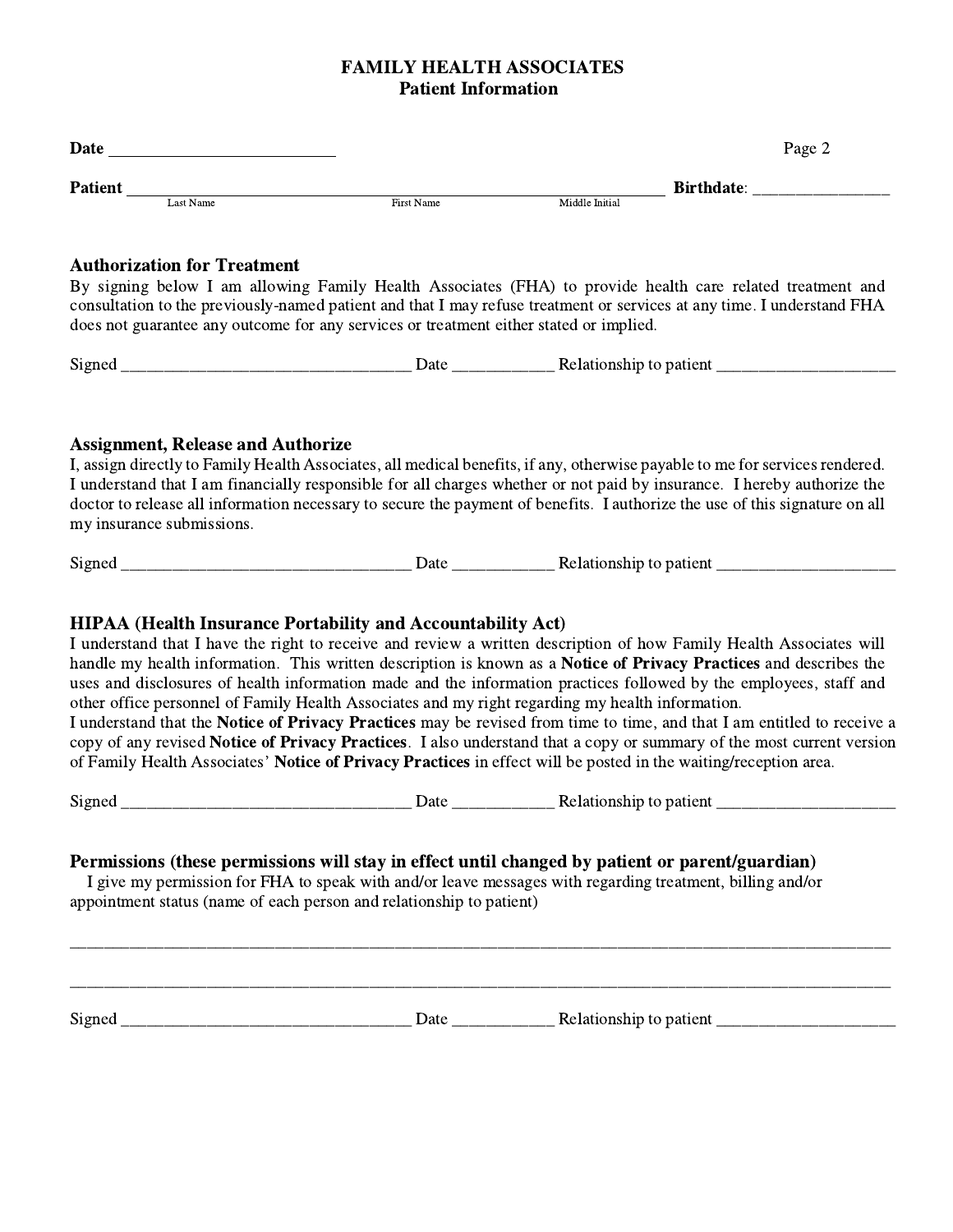# FAMILY HEALTH ASSOCIATES
## Patient Information

**Date** ___________________________ Page 2

**Patient** ______________________________________________________________ **Birthdate**: ________________
Last Name First Name Middle Initial

### Authorization for Treatment

By signing below I am allowing Family Health Associates (FHA) to provide health care related treatment and consultation to the previously-named patient and that I may refuse treatment or services at any time. I understand FHA does not guarantee any outcome for any services or treatment either stated or implied.

Signed __________________________________ Date ____________ Relationship to patient _____________________

### Assignment, Release and Authorize

I, assign directly to Family Health Associates, all medical benefits, if any, otherwise payable to me for services rendered. I understand that I am financially responsible for all charges whether or not paid by insurance. I hereby authorize the doctor to release all information necessary to secure the payment of benefits. I authorize the use of this signature on all my insurance submissions.

Signed __________________________________ Date ____________ Relationship to patient _____________________

### HIPAA (Health Insurance Portability and Accountability Act)

I understand that I have the right to receive and review a written description of how Family Health Associates will handle my health information. This written description is known as a **Notice of Privacy Practices** and describes the uses and disclosures of health information made and the information practices followed by the employees, staff and other office personnel of Family Health Associates and my right regarding my health information.
I understand that the **Notice of Privacy Practices** may be revised from time to time, and that I am entitled to receive a copy of any revised **Notice of Privacy Practices**. I also understand that a copy or summary of the most current version of Family Health Associates' **Notice of Privacy Practices** in effect will be posted in the waiting/reception area.

Signed __________________________________ Date ____________ Relationship to patient _____________________

### Permissions (these permissions will stay in effect until changed by patient or parent/guardian)

I give my permission for FHA to speak with and/or leave messages with regarding treatment, billing and/or appointment status (name of each person and relationship to patient)

______________________________________________________________________________________________

______________________________________________________________________________________________

Signed __________________________________ Date ____________ Relationship to patient _____________________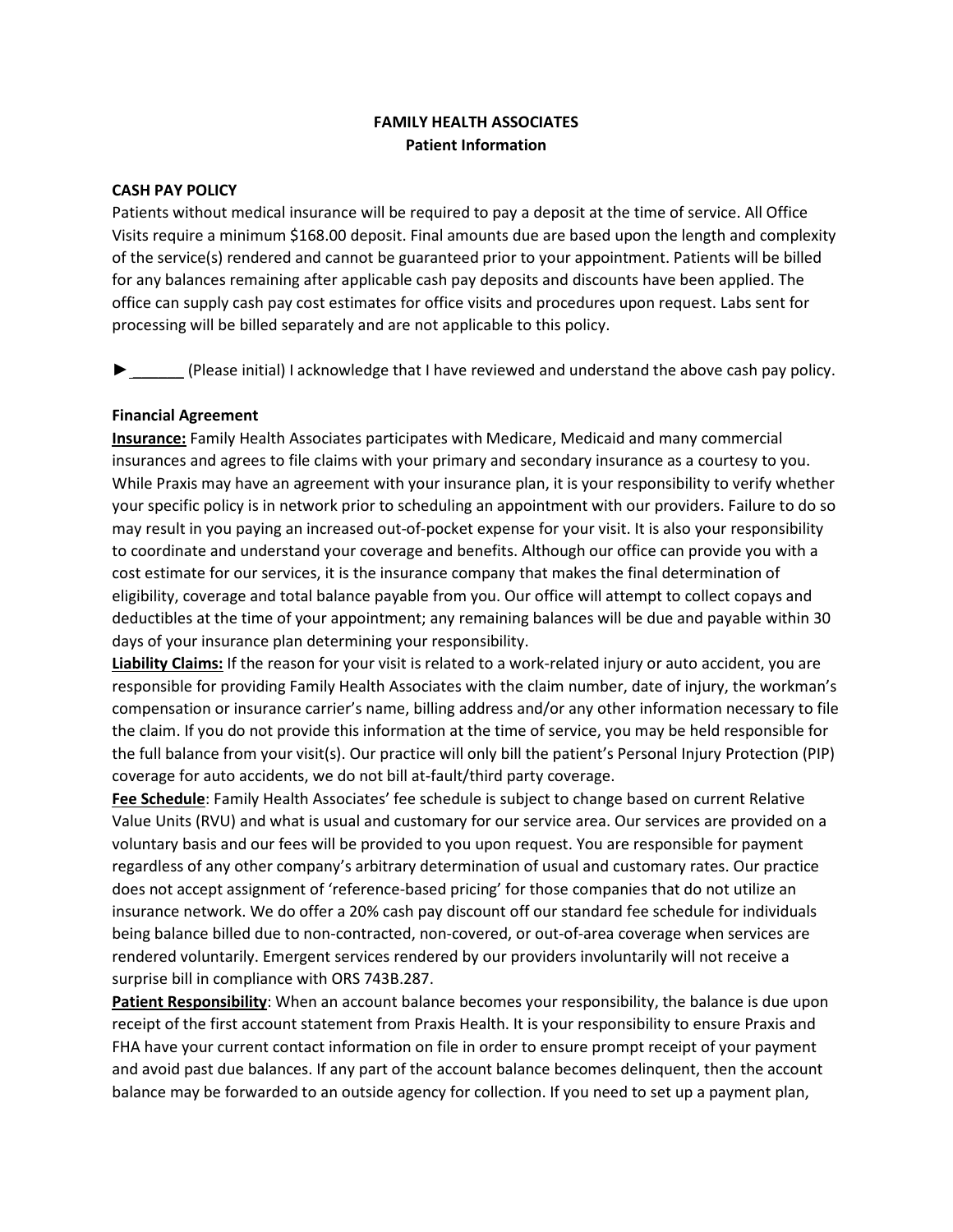# FAMILY HEALTH ASSOCIATES
## Patient Information

### CASH PAY POLICY

Patients without medical insurance will be required to pay a deposit at the time of service. All Office Visits require a minimum $168.00 deposit. Final amounts due are based upon the length and complexity of the service(s) rendered and cannot be guaranteed prior to your appointment. Patients will be billed for any balances remaining after applicable cash pay deposits and discounts have been applied. The office can supply cash pay cost estimates for office visits and procedures upon request. Labs sent for processing will be billed separately and are not applicable to this policy.

► ______ (Please initial) I acknowledge that I have reviewed and understand the above cash pay policy.

### Financial Agreement

**Insurance:** Family Health Associates participates with Medicare, Medicaid and many commercial insurances and agrees to file claims with your primary and secondary insurance as a courtesy to you. While Praxis may have an agreement with your insurance plan, it is your responsibility to verify whether your specific policy is in network prior to scheduling an appointment with our providers. Failure to do so may result in you paying an increased out-of-pocket expense for your visit. It is also your responsibility to coordinate and understand your coverage and benefits. Although our office can provide you with a cost estimate for our services, it is the insurance company that makes the final determination of eligibility, coverage and total balance payable from you. Our office will attempt to collect copays and deductibles at the time of your appointment; any remaining balances will be due and payable within 30 days of your insurance plan determining your responsibility.

**Liability Claims:** If the reason for your visit is related to a work-related injury or auto accident, you are responsible for providing Family Health Associates with the claim number, date of injury, the workman's compensation or insurance carrier's name, billing address and/or any other information necessary to file the claim. If you do not provide this information at the time of service, you may be held responsible for the full balance from your visit(s). Our practice will only bill the patient's Personal Injury Protection (PIP) coverage for auto accidents, we do not bill at-fault/third party coverage.

**Fee Schedule**: Family Health Associates' fee schedule is subject to change based on current Relative Value Units (RVU) and what is usual and customary for our service area. Our services are provided on a voluntary basis and our fees will be provided to you upon request. You are responsible for payment regardless of any other company's arbitrary determination of usual and customary rates. Our practice does not accept assignment of 'reference-based pricing' for those companies that do not utilize an insurance network. We do offer a 20% cash pay discount off our standard fee schedule for individuals being balance billed due to non-contracted, non-covered, or out-of-area coverage when services are rendered voluntarily. Emergent services rendered by our providers involuntarily will not receive a surprise bill in compliance with ORS 743B.287.

**Patient Responsibility**: When an account balance becomes your responsibility, the balance is due upon receipt of the first account statement from Praxis Health. It is your responsibility to ensure Praxis and FHA have your current contact information on file in order to ensure prompt receipt of your payment and avoid past due balances. If any part of the account balance becomes delinquent, then the account balance may be forwarded to an outside agency for collection. If you need to set up a payment plan,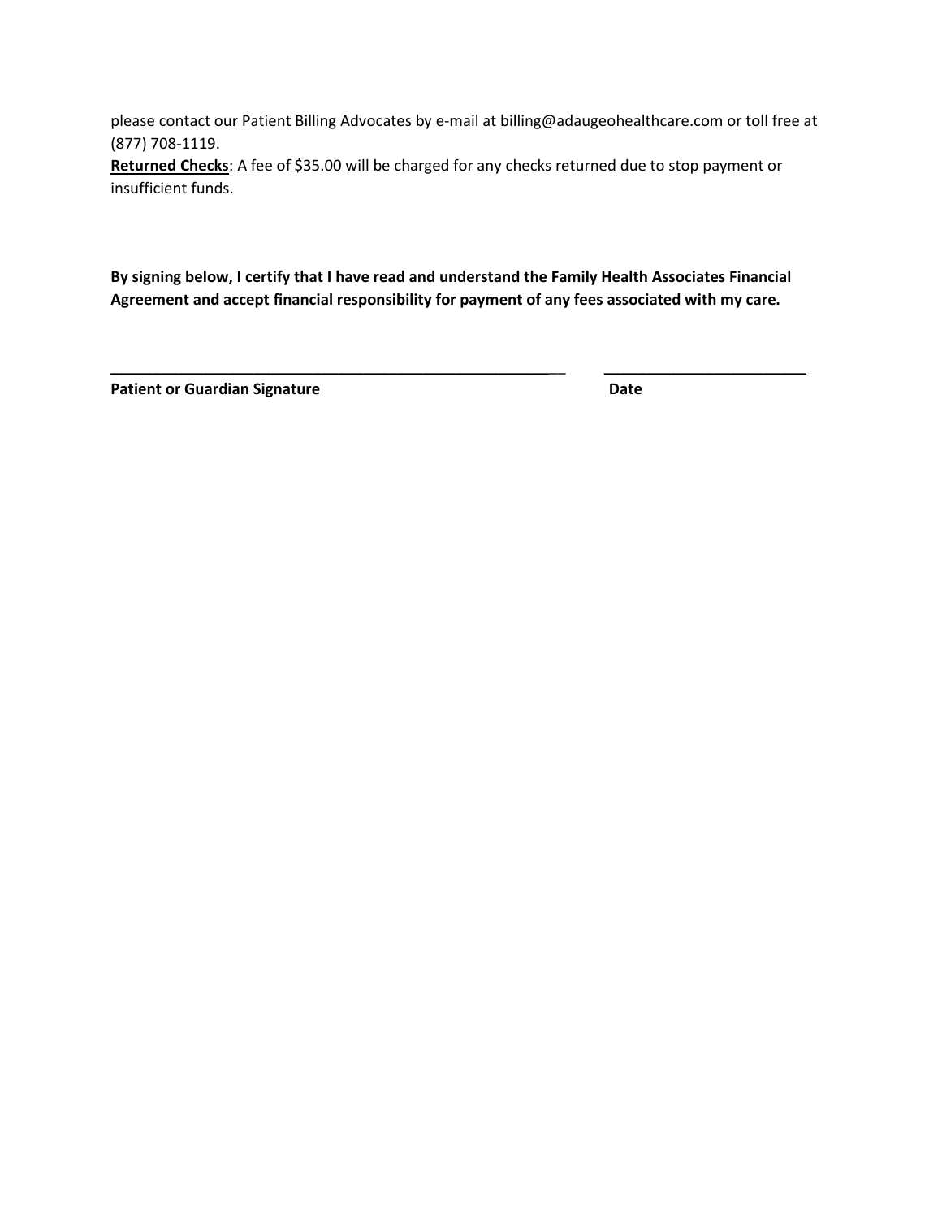please contact our Patient Billing Advocates by e-mail at billing@adaugeohealthcare.com or toll free at (877) 708-1119.

**Returned Checks**: A fee of $35.00 will be charged for any checks returned due to stop payment or insufficient funds.

**By signing below, I certify that I have read and understand the Family Health Associates Financial Agreement and accept financial responsibility for payment of any fees associated with my care.**

\_\_\_\_\_\_\_\_\_\_\_\_\_\_\_\_\_\_\_\_\_\_\_\_\_\_\_\_\_\_\_\_\_\_\_\_\_\_\_\_\_\_\_\_\_\_\_\_\_\_\_\_\_\_\_\_ \_\_\_\_\_\_\_\_\_\_\_\_\_\_\_\_\_\_\_\_\_\_\_\_\_\_

**Patient or Guardian Signature** **Date**